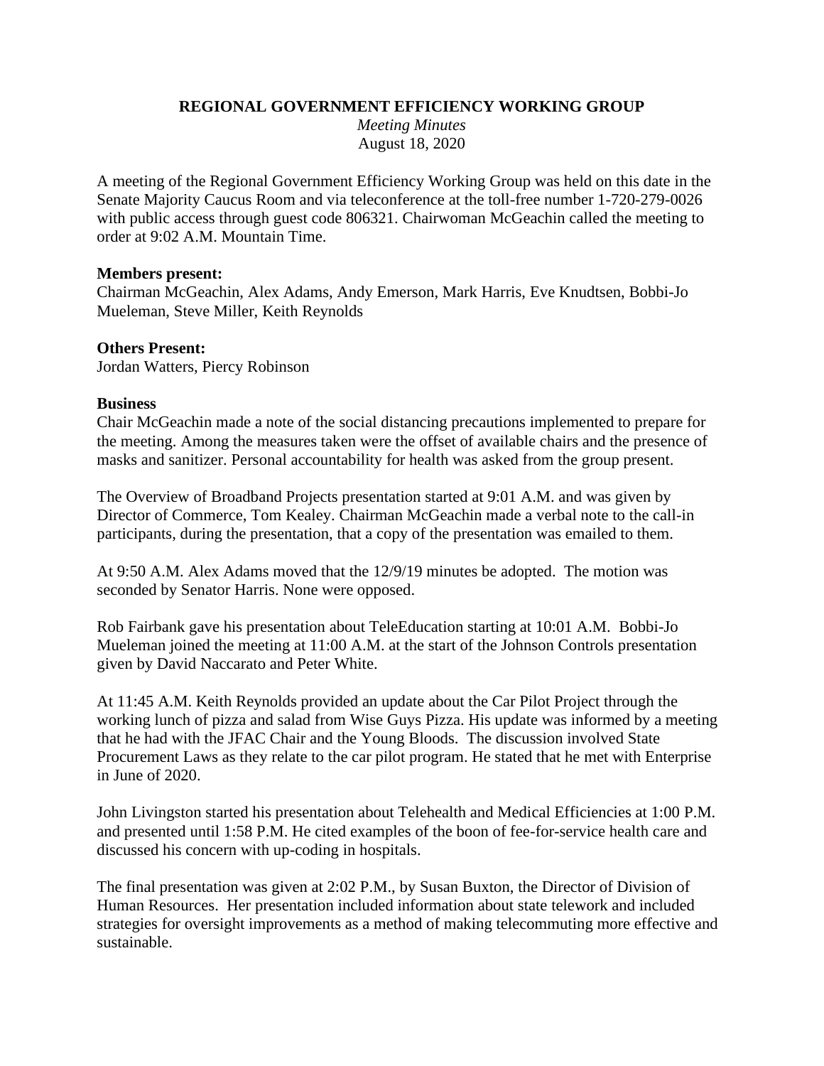**REGIONAL GOVERNMENT EFFICIENCY WORKING GROUP**

*Meeting Minutes*

August 18, 2020

A meeting of the Regional Government Efficiency Working Group was held on this date in the Senate Majority Caucus Room and via teleconference at the toll-free number 1-720-279-0026 with public access through guest code 806321. Chairwoman McGeachin called the meeting to order at 9:02 A.M. Mountain Time.

**Members present:**
Chairman McGeachin, Alex Adams, Andy Emerson, Mark Harris, Eve Knudtsen, Bobbi-Jo Mueleman, Steve Miller, Keith Reynolds

**Others Present:**
Jordan Watters, Piercy Robinson

**Business**
Chair McGeachin made a note of the social distancing precautions implemented to prepare for the meeting. Among the measures taken were the offset of available chairs and the presence of masks and sanitizer. Personal accountability for health was asked from the group present.

The Overview of Broadband Projects presentation started at 9:01 A.M. and was given by Director of Commerce, Tom Kealey. Chairman McGeachin made a verbal note to the call-in participants, during the presentation, that a copy of the presentation was emailed to them.

At 9:50 A.M. Alex Adams moved that the 12/9/19 minutes be adopted. The motion was seconded by Senator Harris. None were opposed.

Rob Fairbank gave his presentation about TeleEducation starting at 10:01 A.M. Bobbi-Jo Mueleman joined the meeting at 11:00 A.M. at the start of the Johnson Controls presentation given by David Naccarato and Peter White.

At 11:45 A.M. Keith Reynolds provided an update about the Car Pilot Project through the working lunch of pizza and salad from Wise Guys Pizza. His update was informed by a meeting that he had with the JFAC Chair and the Young Bloods. The discussion involved State Procurement Laws as they relate to the car pilot program. He stated that he met with Enterprise in June of 2020.

John Livingston started his presentation about Telehealth and Medical Efficiencies at 1:00 P.M. and presented until 1:58 P.M. He cited examples of the boon of fee-for-service health care and discussed his concern with up-coding in hospitals.

The final presentation was given at 2:02 P.M., by Susan Buxton, the Director of Division of Human Resources. Her presentation included information about state telework and included strategies for oversight improvements as a method of making telecommuting more effective and sustainable.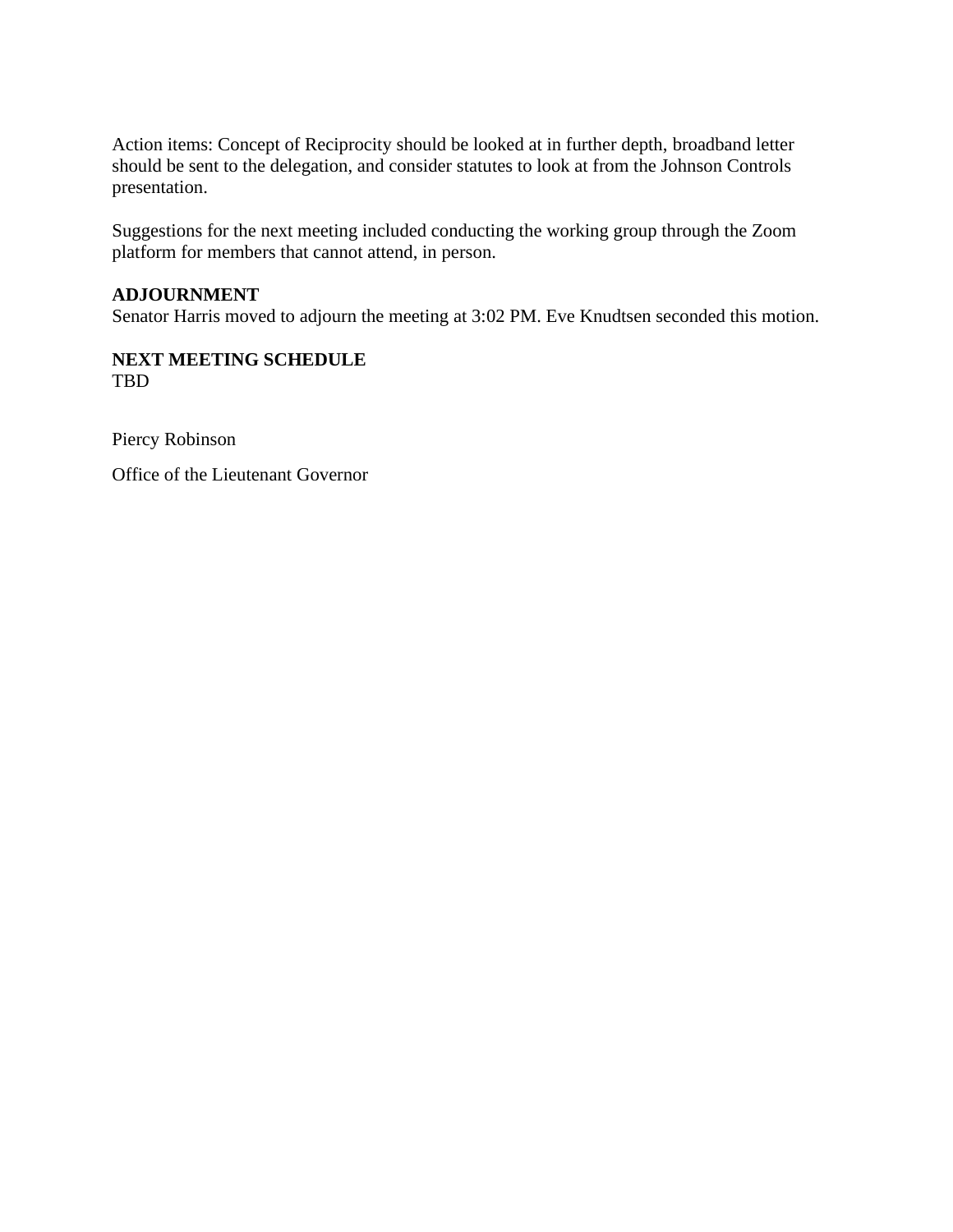Action items: Concept of Reciprocity should be looked at in further depth, broadband letter should be sent to the delegation, and consider statutes to look at from the Johnson Controls presentation.

Suggestions for the next meeting included conducting the working group through the Zoom platform for members that cannot attend, in person.

**ADJOURNMENT**

Senator Harris moved to adjourn the meeting at 3:02 PM. Eve Knudtsen seconded this motion.

**NEXT MEETING SCHEDULE**

TBD

Piercy Robinson

Office of the Lieutenant Governor